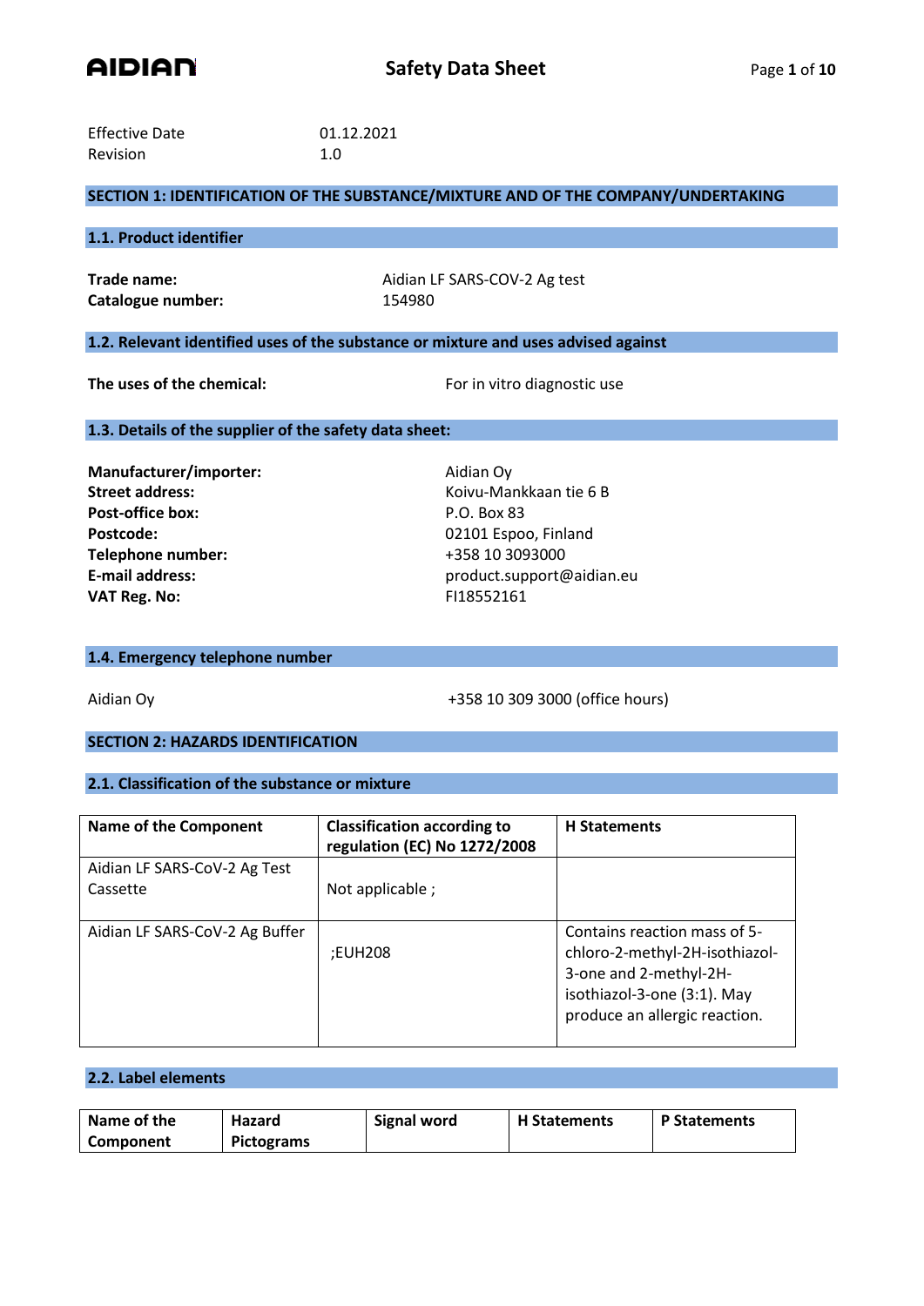# Safety Data Sheet

Effective Date 01.12.2021
Revision 1.0

## SECTION 1: IDENTIFICATION OF THE SUBSTANCE/MIXTURE AND OF THE COMPANY/UNDERTAKING

### 1.1. Product identifier

**Trade name:** Aidian LF SARS-COV-2 Ag test
**Catalogue number:** 154980

### 1.2. Relevant identified uses of the substance or mixture and uses advised against

**The uses of the chemical:** For in vitro diagnostic use

### 1.3. Details of the supplier of the safety data sheet:

**Manufacturer/importer:** Aidian Oy
**Street address:** Koivu-Mankkaan tie 6 B
**Post-office box:** P.O. Box 83
**Postcode:** 02101 Espoo, Finland
**Telephone number:** +358 10 3093000
**E-mail address:** product.support@aidian.eu
**VAT Reg. No:** FI18552161

### 1.4. Emergency telephone number

Aidian Oy +358 10 309 3000 (office hours)

## SECTION 2: HAZARDS IDENTIFICATION

### 2.1. Classification of the substance or mixture

| Name of the Component | Classification according to regulation (EC) No 1272/2008 | H Statements |
|---|---|---|
| Aidian LF SARS-CoV-2 Ag Test Cassette | Not applicable ; | |
| Aidian LF SARS-CoV-2 Ag Buffer | ;EUH208 | Contains reaction mass of 5-chloro-2-methyl-2H-isothiazol-3-one and 2-methyl-2H-isothiazol-3-one (3:1). May produce an allergic reaction. |

### 2.2. Label elements

| Name of the Component | Hazard Pictograms | Signal word | H Statements | P Statements |
|---|---|---|---|---|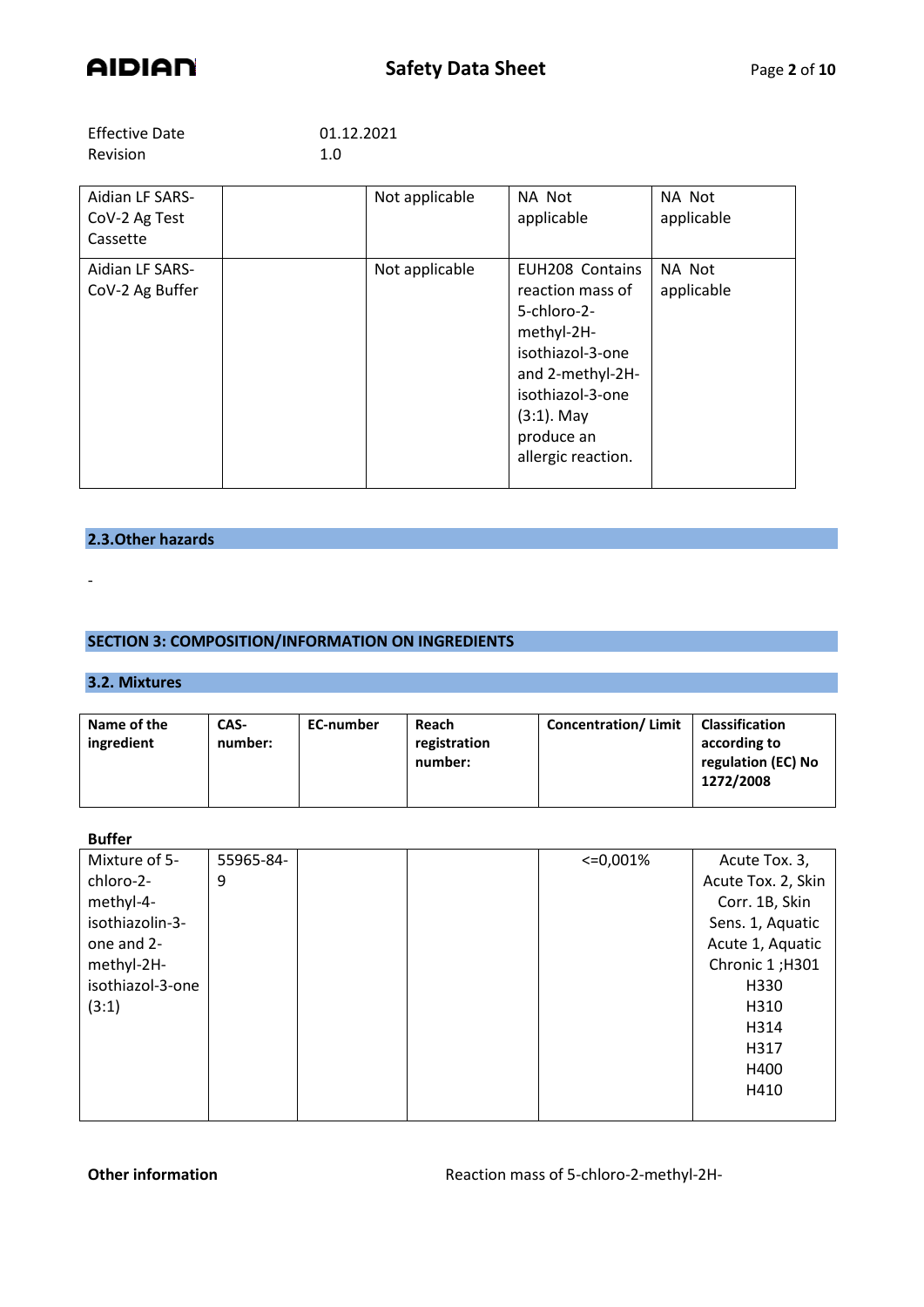| | | | | |
|---|---|---|---|---|
| Effective Date | 01.12.2021 | | | |
| Revision | 1.0 | | | |

| | | | | |
|---|---|---|---|---|
| Aidian LF SARS-CoV-2 Ag Test Cassette | | Not applicable | NA Not applicable | NA Not applicable |
| Aidian LF SARS-CoV-2 Ag Buffer | | Not applicable | EUH208 Contains reaction mass of 5-chloro-2-methyl-2H-isothiazol-3-one and 2-methyl-2H-isothiazol-3-one (3:1). May produce an allergic reaction. | NA Not applicable |

## 2.3.Other hazards

-

## SECTION 3: COMPOSITION/INFORMATION ON INGREDIENTS

### 3.2. Mixtures

| Name of the ingredient | CAS-number: | EC-number | Reach registration number: | Concentration/ Limit | Classification according to regulation (EC) No 1272/2008 |
|---|---|---|---|---|---|
| **Buffer** | | | | | |
| Mixture of 5-chloro-2-methyl-4-isothiazolin-3-one and 2-methyl-2H-isothiazol-3-one (3:1) | 55965-84-9 | | | <=0,001% | Acute Tox. 3, Acute Tox. 2, Skin Corr. 1B, Skin Sens. 1, Aquatic Acute 1, Aquatic Chronic 1 ;H301 H330 H310 H314 H317 H400 H410 |

**Other information** Reaction mass of 5-chloro-2-methyl-2H-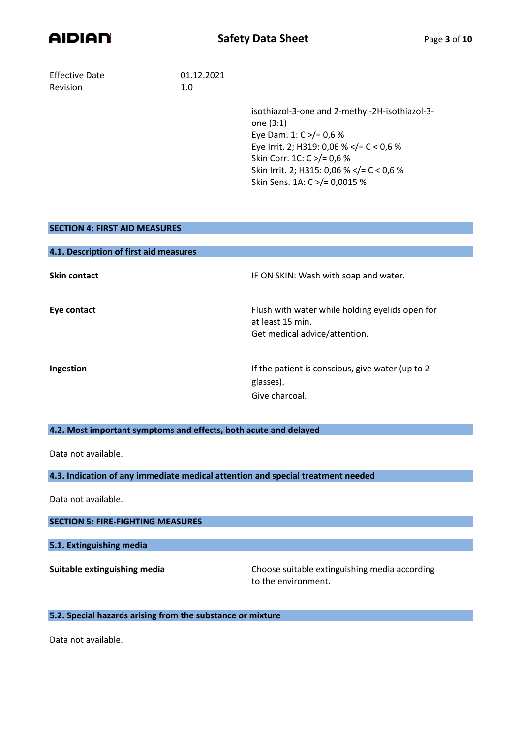Effective Date 01.12.2021
Revision 1.0

isothiazol-3-one and 2-methyl-2H-isothiazol-3-one (3:1)
Eye Dam. 1: C >/= 0,6 %
Eye Irrit. 2; H319: 0,06 % </= C < 0,6 %
Skin Corr. 1C: C >/= 0,6 %
Skin Irrit. 2; H315: 0,06 % </= C < 0,6 %
Skin Sens. 1A: C >/= 0,0015 %

## SECTION 4: FIRST AID MEASURES

### 4.1. Description of first aid measures

| | |
|---|---|
| **Skin contact** | IF ON SKIN: Wash with soap and water. |
| **Eye contact** | Flush with water while holding eyelids open for at least 15 min.<br>Get medical advice/attention. |
| **Ingestion** | If the patient is conscious, give water (up to 2 glasses).<br>Give charcoal. |

### 4.2. Most important symptoms and effects, both acute and delayed

Data not available.

### 4.3. Indication of any immediate medical attention and special treatment needed

Data not available.

## SECTION 5: FIRE-FIGHTING MEASURES

### 5.1. Extinguishing media

| | |
|---|---|
| **Suitable extinguishing media** | Choose suitable extinguishing media according to the environment. |

### 5.2. Special hazards arising from the substance or mixture

Data not available.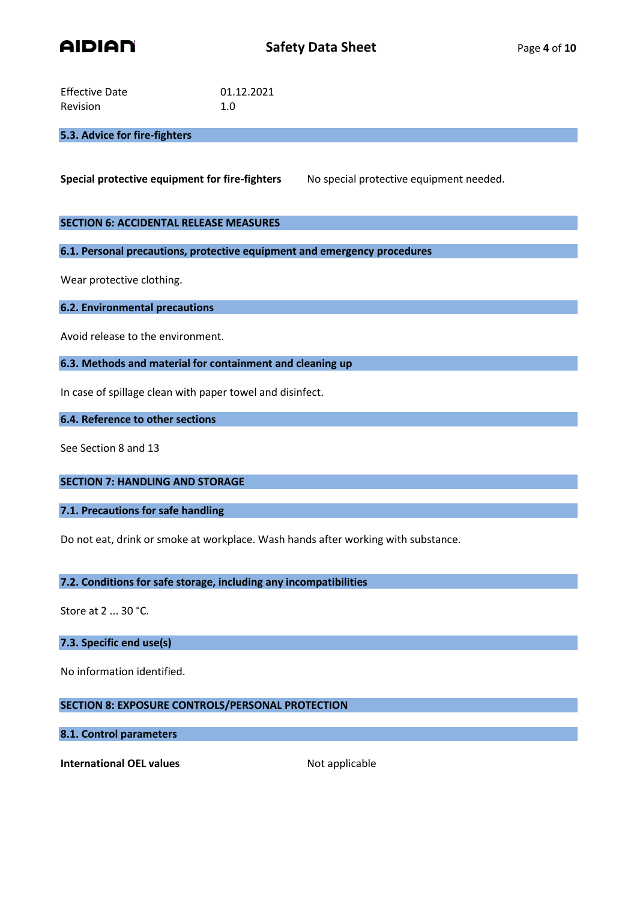| | |
|---|---|
| Effective Date | 01.12.2021 |
| Revision | 1.0 |

### 5.3. Advice for fire-fighters

**Special protective equipment for fire-fighters** No special protective equipment needed.

## SECTION 6: ACCIDENTAL RELEASE MEASURES

### 6.1. Personal precautions, protective equipment and emergency procedures

Wear protective clothing.

### 6.2. Environmental precautions

Avoid release to the environment.

### 6.3. Methods and material for containment and cleaning up

In case of spillage clean with paper towel and disinfect.

### 6.4. Reference to other sections

See Section 8 and 13

## SECTION 7: HANDLING AND STORAGE

### 7.1. Precautions for safe handling

Do not eat, drink or smoke at workplace. Wash hands after working with substance.

### 7.2. Conditions for safe storage, including any incompatibilities

Store at 2 ... 30 °C.

### 7.3. Specific end use(s)

No information identified.

## SECTION 8: EXPOSURE CONTROLS/PERSONAL PROTECTION

### 8.1. Control parameters

**International OEL values** Not applicable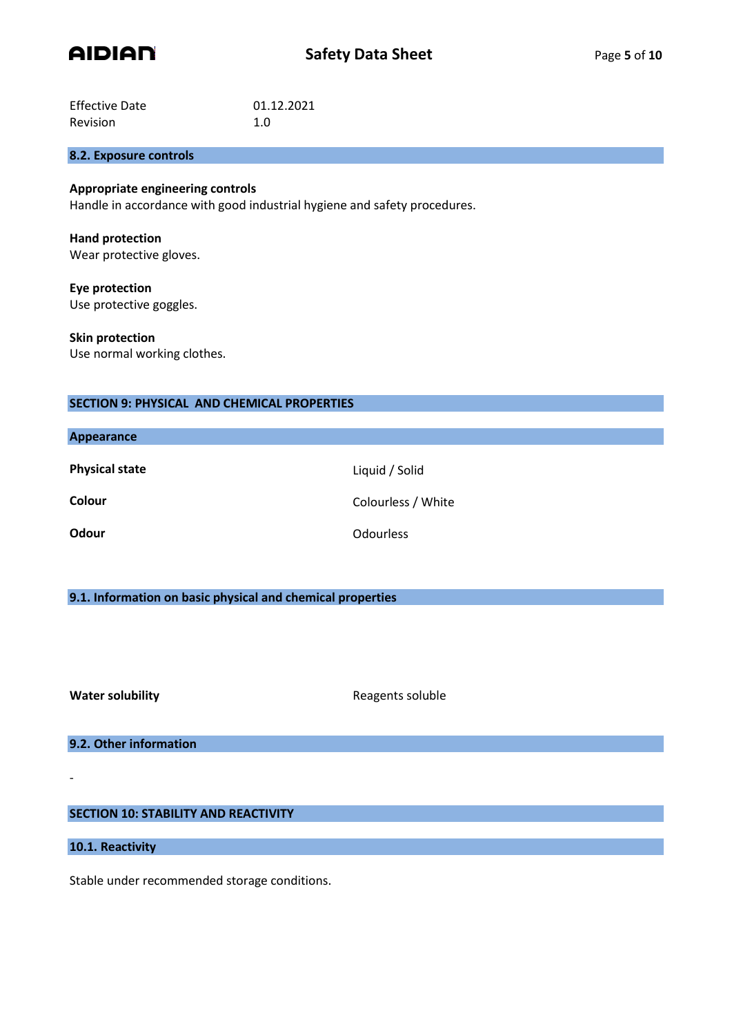Effective Date 01.12.2021
Revision 1.0

## 8.2. Exposure controls

**Appropriate engineering controls**
Handle in accordance with good industrial hygiene and safety procedures.

**Hand protection**
Wear protective gloves.

**Eye protection**
Use protective goggles.

**Skin protection**
Use normal working clothes.

## SECTION 9: PHYSICAL AND CHEMICAL PROPERTIES

### Appearance

| | |
|---|---|
| **Physical state** | Liquid / Solid |
| **Colour** | Colourless / White |
| **Odour** | Odourless |

### 9.1. Information on basic physical and chemical properties

| | |
|---|---|
| **Water solubility** | Reagents soluble |

### 9.2. Other information

-

## SECTION 10: STABILITY AND REACTIVITY

### 10.1. Reactivity

Stable under recommended storage conditions.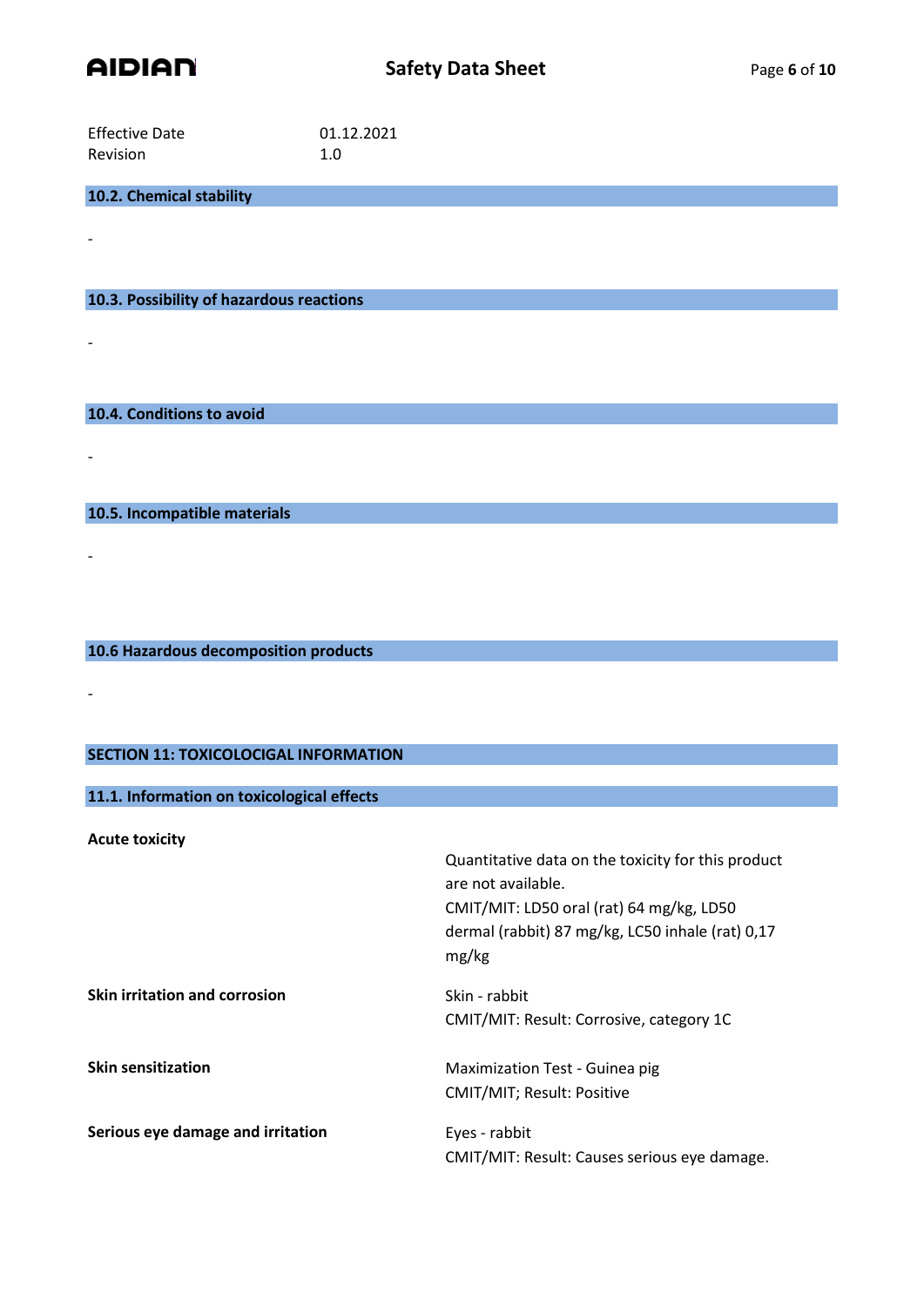| | |
|---|---|
| Effective Date | 01.12.2021 |
| Revision | 1.0 |

## 10.2. Chemical stability

-

## 10.3. Possibility of hazardous reactions

-

## 10.4. Conditions to avoid

-

## 10.5. Incompatible materials

-

## 10.6 Hazardous decomposition products

-

# SECTION 11: TOXICOLOCIGAL INFORMATION

## 11.1. Information on toxicological effects

| | |
|---|---|
| **Acute toxicity** | Quantitative data on the toxicity for this product are not available.<br>CMIT/MIT: LD50 oral (rat) 64 mg/kg, LD50 dermal (rabbit) 87 mg/kg, LC50 inhale (rat) 0,17 mg/kg |
| **Skin irritation and corrosion** | Skin - rabbit<br>CMIT/MIT: Result: Corrosive, category 1C |
| **Skin sensitization** | Maximization Test - Guinea pig<br>CMIT/MIT; Result: Positive |
| **Serious eye damage and irritation** | Eyes - rabbit<br>CMIT/MIT: Result: Causes serious eye damage. |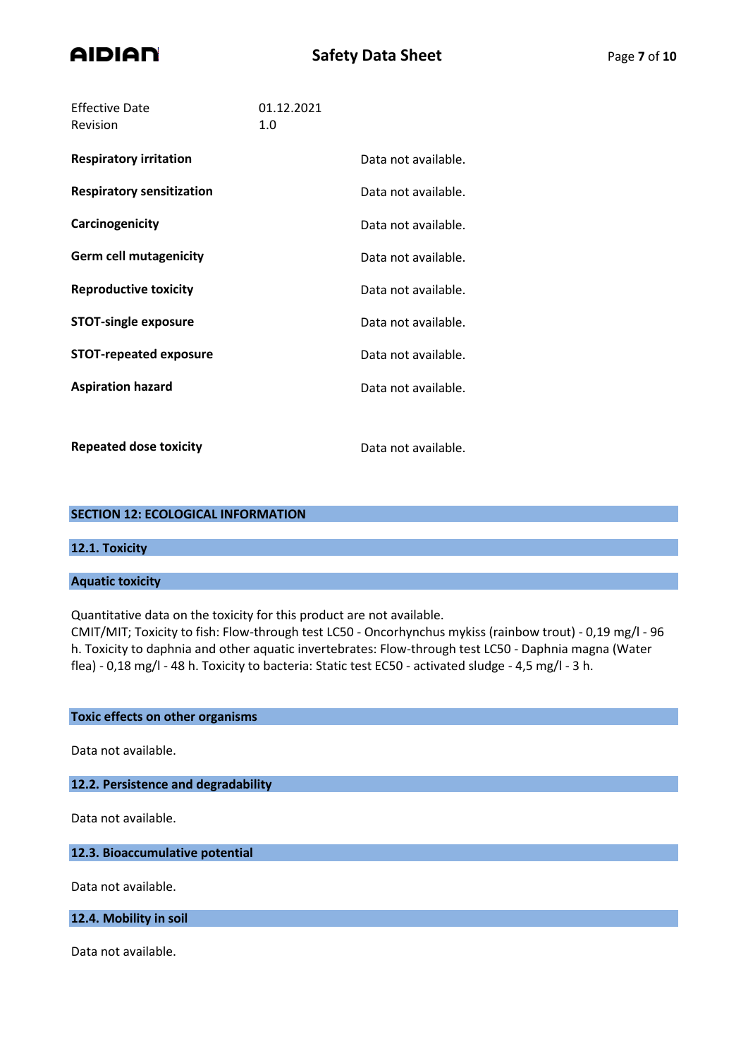| | |
|---|---|
| Effective Date | 01.12.2021 |
| Revision | 1.0 |

| | |
|---|---|
| **Respiratory irritation** | Data not available. |
| **Respiratory sensitization** | Data not available. |
| **Carcinogenicity** | Data not available. |
| **Germ cell mutagenicity** | Data not available. |
| **Reproductive toxicity** | Data not available. |
| **STOT-single exposure** | Data not available. |
| **STOT-repeated exposure** | Data not available. |
| **Aspiration hazard** | Data not available. |
| **Repeated dose toxicity** | Data not available. |

## SECTION 12: ECOLOGICAL INFORMATION

### 12.1. Toxicity

#### Aquatic toxicity

Quantitative data on the toxicity for this product are not available.
CMIT/MIT; Toxicity to fish: Flow-through test LC50 - Oncorhynchus mykiss (rainbow trout) - 0,19 mg/l - 96 h. Toxicity to daphnia and other aquatic invertebrates: Flow-through test LC50 - Daphnia magna (Water flea) - 0,18 mg/l - 48 h. Toxicity to bacteria: Static test EC50 - activated sludge - 4,5 mg/l - 3 h.

#### Toxic effects on other organisms

Data not available.

### 12.2. Persistence and degradability

Data not available.

### 12.3. Bioaccumulative potential

Data not available.

### 12.4. Mobility in soil

Data not available.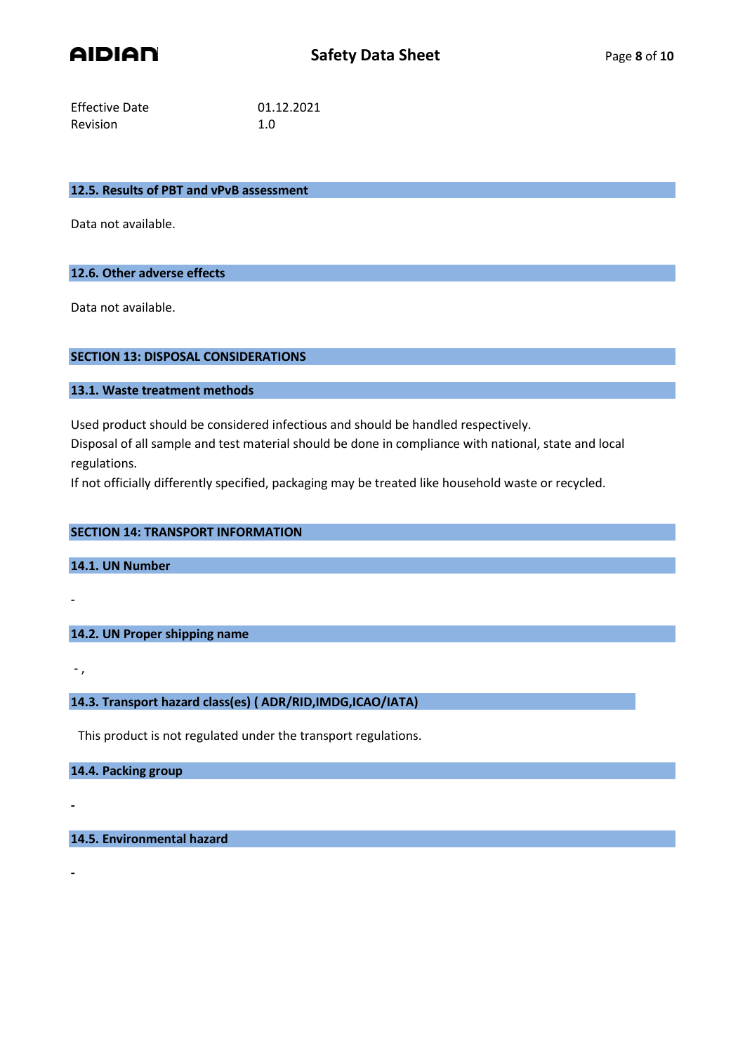Effective Date 01.12.2021
Revision 1.0

### 12.5. Results of PBT and vPvB assessment

Data not available.

### 12.6. Other adverse effects

Data not available.

## SECTION 13: DISPOSAL CONSIDERATIONS

### 13.1. Waste treatment methods

Used product should be considered infectious and should be handled respectively.
Disposal of all sample and test material should be done in compliance with national, state and local regulations.
If not officially differently specified, packaging may be treated like household waste or recycled.

## SECTION 14: TRANSPORT INFORMATION

### 14.1. UN Number

-

### 14.2. UN Proper shipping name

- ,

### 14.3. Transport hazard class(es) ( ADR/RID,IMDG,ICAO/IATA)

This product is not regulated under the transport regulations.

### 14.4. Packing group

-

### 14.5. Environmental hazard

-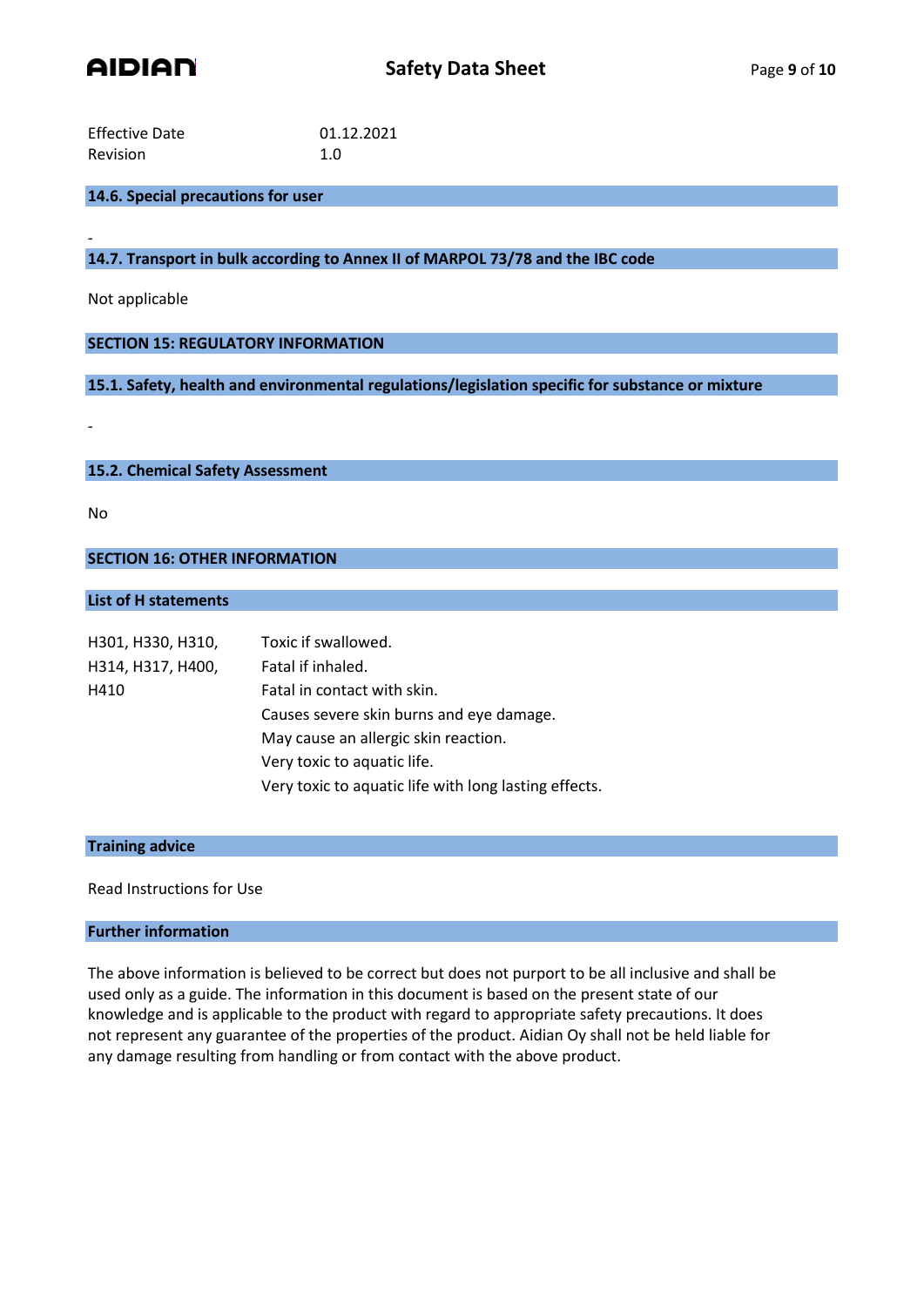Effective Date 01.12.2021
Revision 1.0

### 14.6. Special precautions for user

-

### 14.7. Transport in bulk according to Annex II of MARPOL 73/78 and the IBC code

Not applicable

## SECTION 15: REGULATORY INFORMATION

### 15.1. Safety, health and environmental regulations/legislation specific for substance or mixture

-

### 15.2. Chemical Safety Assessment

No

## SECTION 16: OTHER INFORMATION

### List of H statements

| | |
|---|---|
| H301, H330, H310, H314, H317, H400, H410 | Toxic if swallowed.<br>Fatal if inhaled.<br>Fatal in contact with skin.<br>Causes severe skin burns and eye damage.<br>May cause an allergic skin reaction.<br>Very toxic to aquatic life.<br>Very toxic to aquatic life with long lasting effects. |

### Training advice

Read Instructions for Use

### Further information

The above information is believed to be correct but does not purport to be all inclusive and shall be used only as a guide. The information in this document is based on the present state of our knowledge and is applicable to the product with regard to appropriate safety precautions. It does not represent any guarantee of the properties of the product. Aidian Oy shall not be held liable for any damage resulting from handling or from contact with the above product.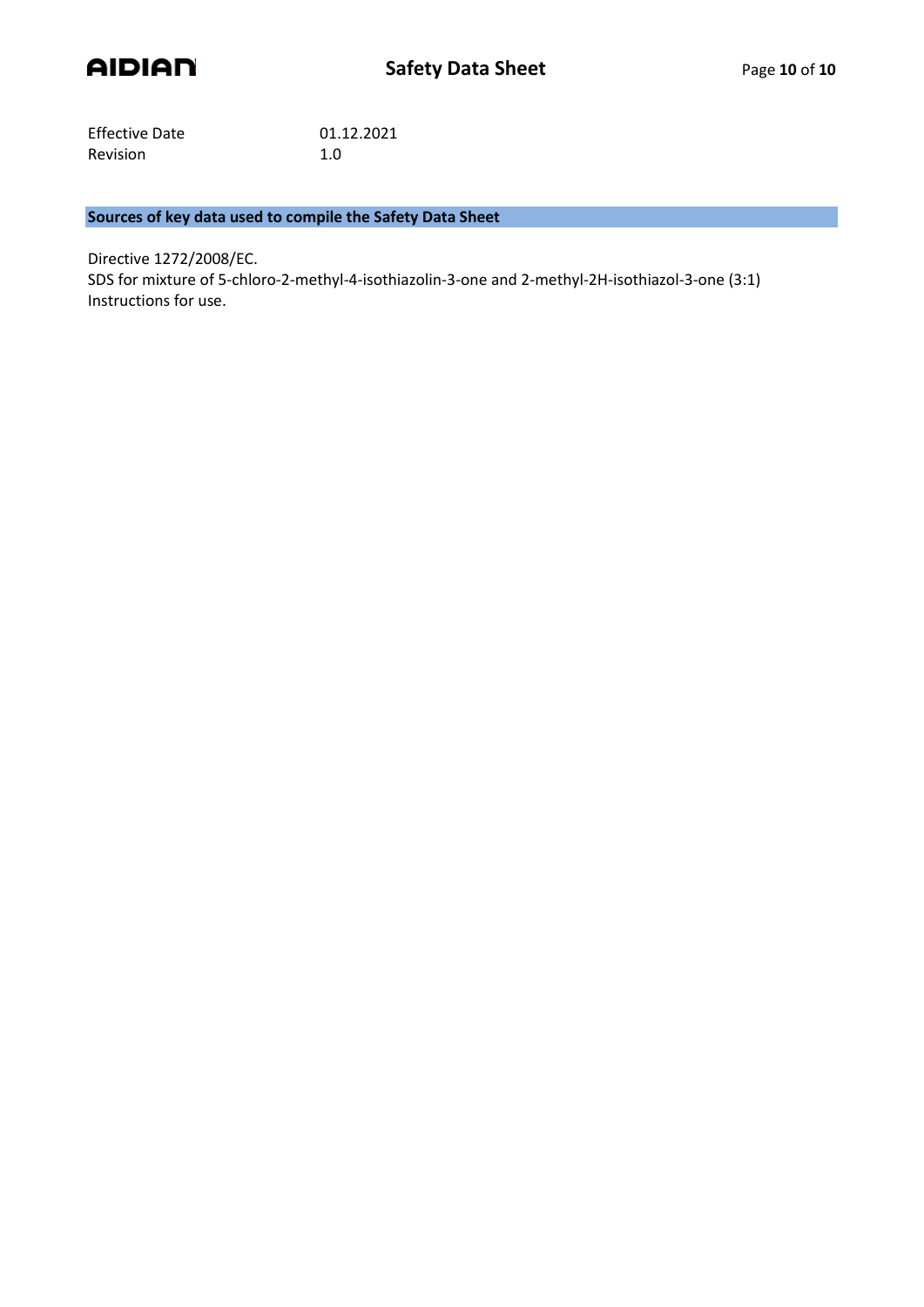Effective Date 01.12.2021
Revision 1.0

## Sources of key data used to compile the Safety Data Sheet

Directive 1272/2008/EC.
SDS for mixture of 5-chloro-2-methyl-4-isothiazolin-3-one and 2-methyl-2H-isothiazol-3-one (3:1)
Instructions for use.